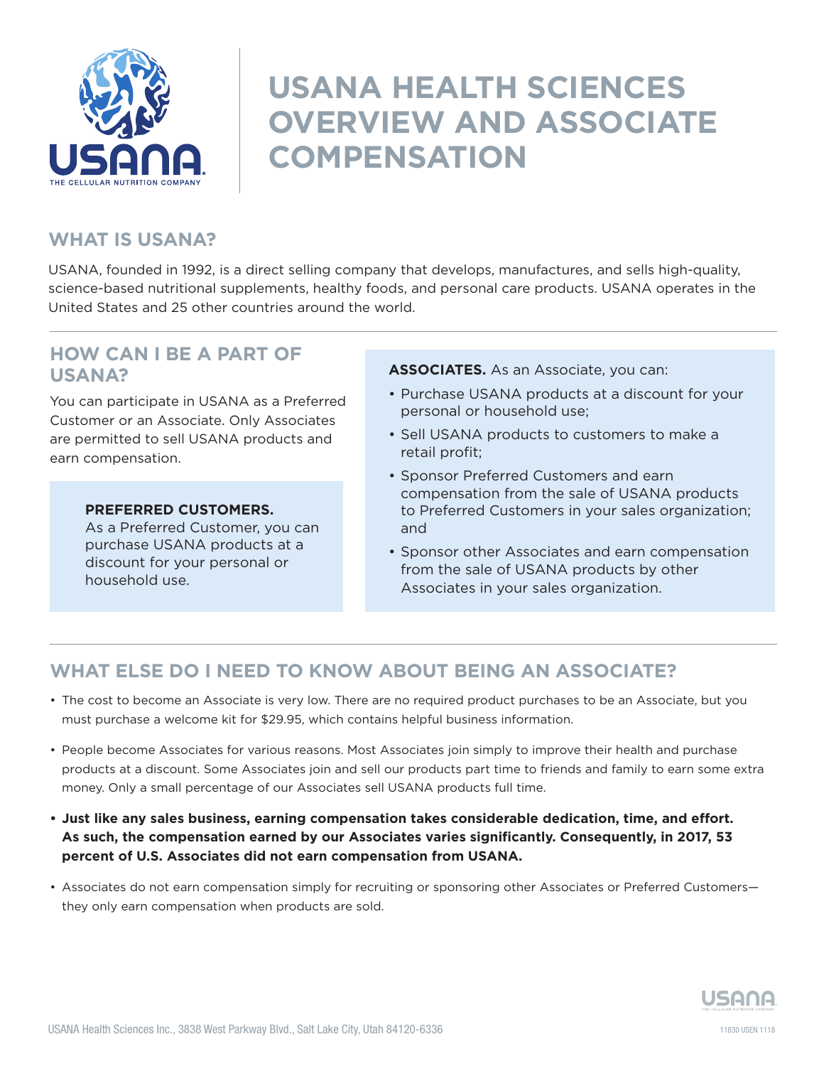# USANA HEALTH SCIENCES OVERVIEW AND ASSOCIATE COMPENSATION

## WHAT IS USANA?

USANA, founded in 1992, is a direct selling company that develops, manufactures, and sells high-quality, science-based nutritional supplements, healthy foods, and personal care products. USANA operates in the United States and 25 other countries around the world.

## HOW CAN I BE A PART OF USANA?

You can participate in USANA as a Preferred Customer or an Associate. Only Associates are permitted to sell USANA products and earn compensation.

**PREFERRED CUSTOMERS.** As a Preferred Customer, you can purchase USANA products at a discount for your personal or household use.

**ASSOCIATES.** As an Associate, you can:

- Purchase USANA products at a discount for your personal or household use;
- Sell USANA products to customers to make a retail profit;
- Sponsor Preferred Customers and earn compensation from the sale of USANA products to Preferred Customers in your sales organization; and
- Sponsor other Associates and earn compensation from the sale of USANA products by other Associates in your sales organization.

## WHAT ELSE DO I NEED TO KNOW ABOUT BEING AN ASSOCIATE?

- The cost to become an Associate is very low. There are no required product purchases to be an Associate, but you must purchase a welcome kit for $29.95, which contains helpful business information.
- People become Associates for various reasons. Most Associates join simply to improve their health and purchase products at a discount. Some Associates join and sell our products part time to friends and family to earn some extra money. Only a small percentage of our Associates sell USANA products full time.
- **Just like any sales business, earning compensation takes considerable dedication, time, and effort. As such, the compensation earned by our Associates varies significantly. Consequently, in 2017, 53 percent of U.S. Associates did not earn compensation from USANA.**
- Associates do not earn compensation simply for recruiting or sponsoring other Associates or Preferred Customers—they only earn compensation when products are sold.

USANA Health Sciences Inc., 3838 West Parkway Blvd., Salt Lake City, Utah 84120-6336

11830 USEN 1118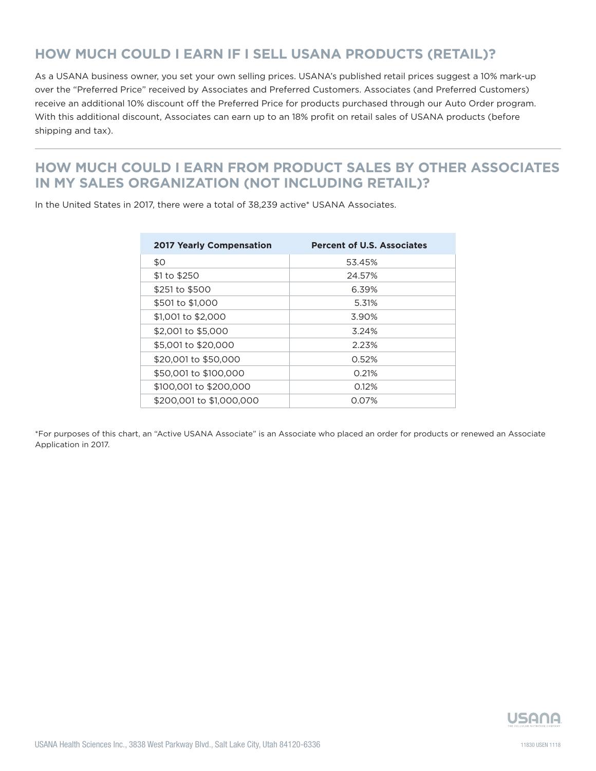## HOW MUCH COULD I EARN IF I SELL USANA PRODUCTS (RETAIL)?

As a USANA business owner, you set your own selling prices. USANA's published retail prices suggest a 10% mark-up over the "Preferred Price" received by Associates and Preferred Customers. Associates (and Preferred Customers) receive an additional 10% discount off the Preferred Price for products purchased through our Auto Order program. With this additional discount, Associates can earn up to an 18% profit on retail sales of USANA products (before shipping and tax).

## HOW MUCH COULD I EARN FROM PRODUCT SALES BY OTHER ASSOCIATES IN MY SALES ORGANIZATION (NOT INCLUDING RETAIL)?

In the United States in 2017, there were a total of 38,239 active* USANA Associates.

| 2017 Yearly Compensation | Percent of U.S. Associates |
|---|---|
| $0 | 53.45% |
| $1 to $250 | 24.57% |
| $251 to $500 | 6.39% |
| $501 to $1,000 | 5.31% |
| $1,001 to $2,000 | 3.90% |
| $2,001 to $5,000 | 3.24% |
| $5,001 to $20,000 | 2.23% |
| $20,001 to $50,000 | 0.52% |
| $50,001 to $100,000 | 0.21% |
| $100,001 to $200,000 | 0.12% |
| $200,001 to $1,000,000 | 0.07% |

*For purposes of this chart, an "Active USANA Associate" is an Associate who placed an order for products or renewed an Associate Application in 2017.

USANA Health Sciences Inc., 3838 West Parkway Blvd., Salt Lake City, Utah 84120-6336

11830 USEN 1118